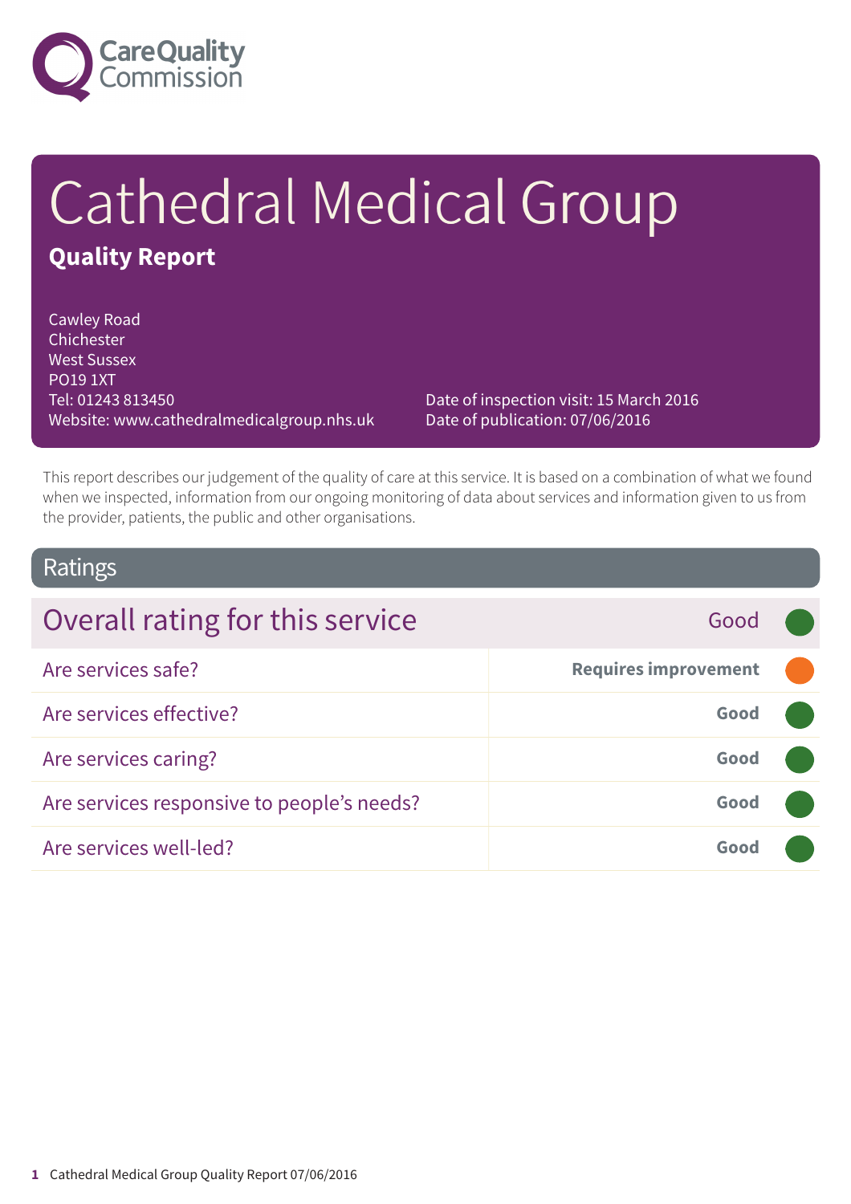Care Quality Commission

# Cathedral Medical Group

## Quality Report

Cawley Road
Chichester
West Sussex
PO19 1XT
Tel: 01243 813450
Website: www.cathedralmedicalgroup.nhs.uk

Date of inspection visit: 15 March 2016
Date of publication: 07/06/2016

This report describes our judgement of the quality of care at this service. It is based on a combination of what we found when we inspected, information from our ongoing monitoring of data about services and information given to us from the provider, patients, the public and other organisations.

## Ratings

| Overall rating for this service | Good |
| --- | --- |
| Are services safe? | Requires improvement |
| Are services effective? | Good |
| Are services caring? | Good |
| Are services responsive to people's needs? | Good |
| Are services well-led? | Good |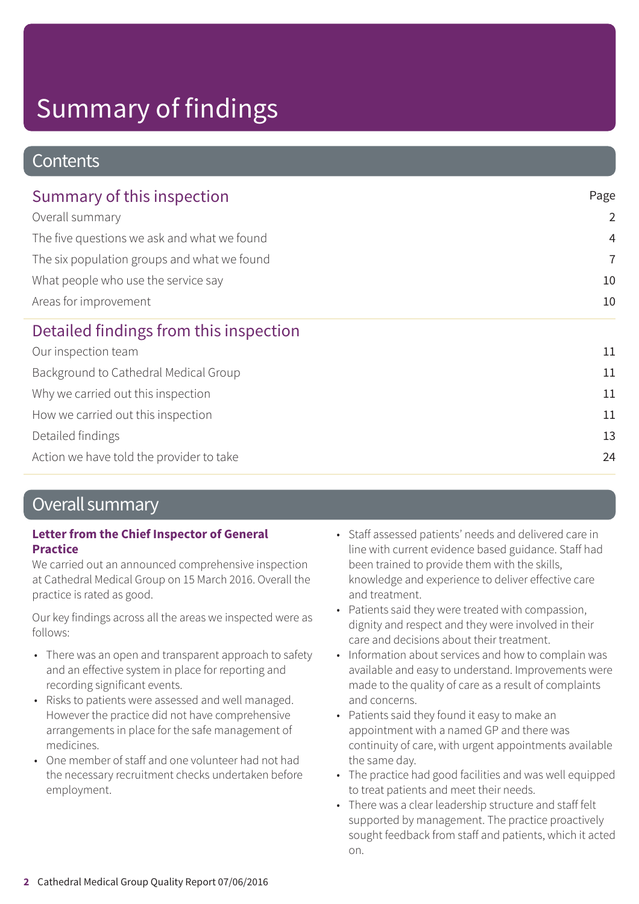# Summary of findings

## Contents

| Summary of this inspection | Page |
| --- | --- |
| Overall summary | 2 |
| The five questions we ask and what we found | 4 |
| The six population groups and what we found | 7 |
| What people who use the service say | 10 |
| Areas for improvement | 10 |

| Detailed findings from this inspection | |
| --- | --- |
| Our inspection team | 11 |
| Background to Cathedral Medical Group | 11 |
| Why we carried out this inspection | 11 |
| How we carried out this inspection | 11 |
| Detailed findings | 13 |
| Action we have told the provider to take | 24 |

## Overall summary

### Letter from the Chief Inspector of General Practice

We carried out an announced comprehensive inspection at Cathedral Medical Group on 15 March 2016. Overall the practice is rated as good.

Our key findings across all the areas we inspected were as follows:

- There was an open and transparent approach to safety and an effective system in place for reporting and recording significant events.
- Risks to patients were assessed and well managed. However the practice did not have comprehensive arrangements in place for the safe management of medicines.
- One member of staff and one volunteer had not had the necessary recruitment checks undertaken before employment.
- Staff assessed patients' needs and delivered care in line with current evidence based guidance. Staff had been trained to provide them with the skills, knowledge and experience to deliver effective care and treatment.
- Patients said they were treated with compassion, dignity and respect and they were involved in their care and decisions about their treatment.
- Information about services and how to complain was available and easy to understand. Improvements were made to the quality of care as a result of complaints and concerns.
- Patients said they found it easy to make an appointment with a named GP and there was continuity of care, with urgent appointments available the same day.
- The practice had good facilities and was well equipped to treat patients and meet their needs.
- There was a clear leadership structure and staff felt supported by management. The practice proactively sought feedback from staff and patients, which it acted on.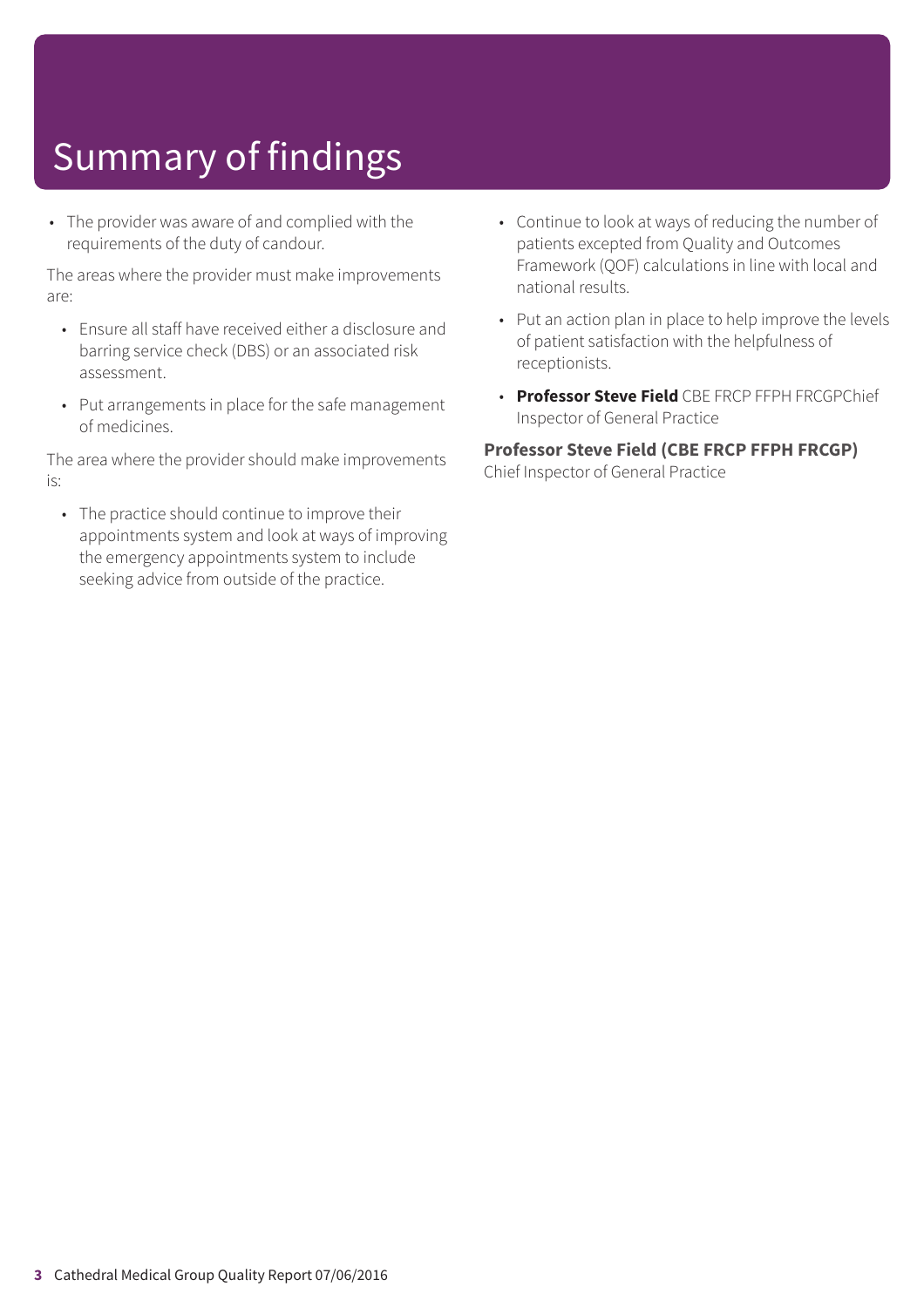# Summary of findings

- The provider was aware of and complied with the requirements of the duty of candour.

The areas where the provider must make improvements are:

- Ensure all staff have received either a disclosure and barring service check (DBS) or an associated risk assessment.
- Put arrangements in place for the safe management of medicines.

The area where the provider should make improvements is:

- The practice should continue to improve their appointments system and look at ways of improving the emergency appointments system to include seeking advice from outside of the practice.
- Continue to look at ways of reducing the number of patients excepted from Quality and Outcomes Framework (QOF) calculations in line with local and national results.
- Put an action plan in place to help improve the levels of patient satisfaction with the helpfulness of receptionists.
- **Professor Steve Field** CBE FRCP FFPH FRCGPChief Inspector of General Practice

**Professor Steve Field (CBE FRCP FFPH FRCGP)**
Chief Inspector of General Practice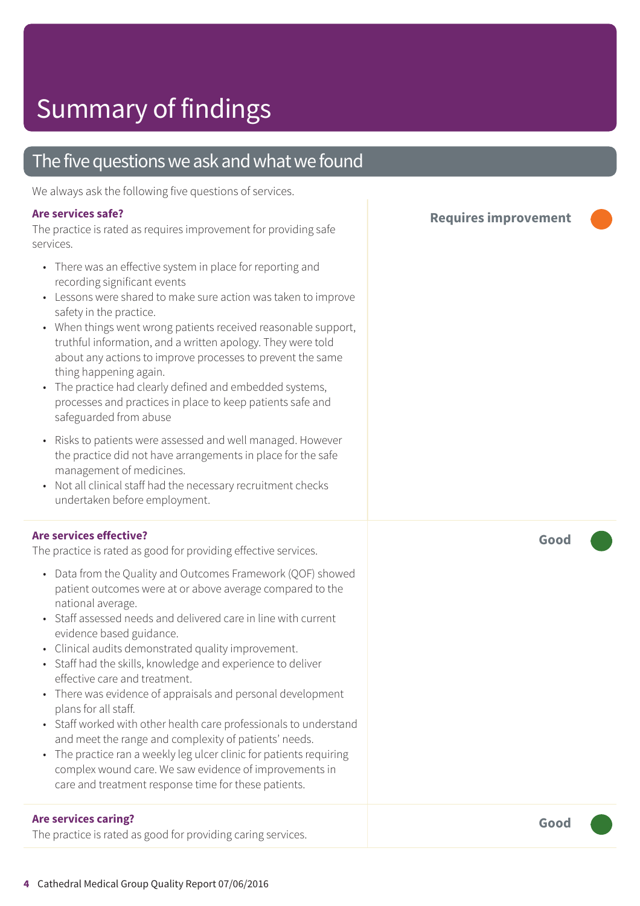# Summary of findings

## The five questions we ask and what we found

We always ask the following five questions of services.

### Are services safe?

**Requires improvement**

The practice is rated as requires improvement for providing safe services.

- There was an effective system in place for reporting and recording significant events
- Lessons were shared to make sure action was taken to improve safety in the practice.
- When things went wrong patients received reasonable support, truthful information, and a written apology. They were told about any actions to improve processes to prevent the same thing happening again.
- The practice had clearly defined and embedded systems, processes and practices in place to keep patients safe and safeguarded from abuse

- Risks to patients were assessed and well managed. However the practice did not have arrangements in place for the safe management of medicines.
- Not all clinical staff had the necessary recruitment checks undertaken before employment.

### Are services effective?

**Good**

The practice is rated as good for providing effective services.

- Data from the Quality and Outcomes Framework (QOF) showed patient outcomes were at or above average compared to the national average.
- Staff assessed needs and delivered care in line with current evidence based guidance.
- Clinical audits demonstrated quality improvement.
- Staff had the skills, knowledge and experience to deliver effective care and treatment.
- There was evidence of appraisals and personal development plans for all staff.
- Staff worked with other health care professionals to understand and meet the range and complexity of patients' needs.
- The practice ran a weekly leg ulcer clinic for patients requiring complex wound care. We saw evidence of improvements in care and treatment response time for these patients.

### Are services caring?

**Good**

The practice is rated as good for providing caring services.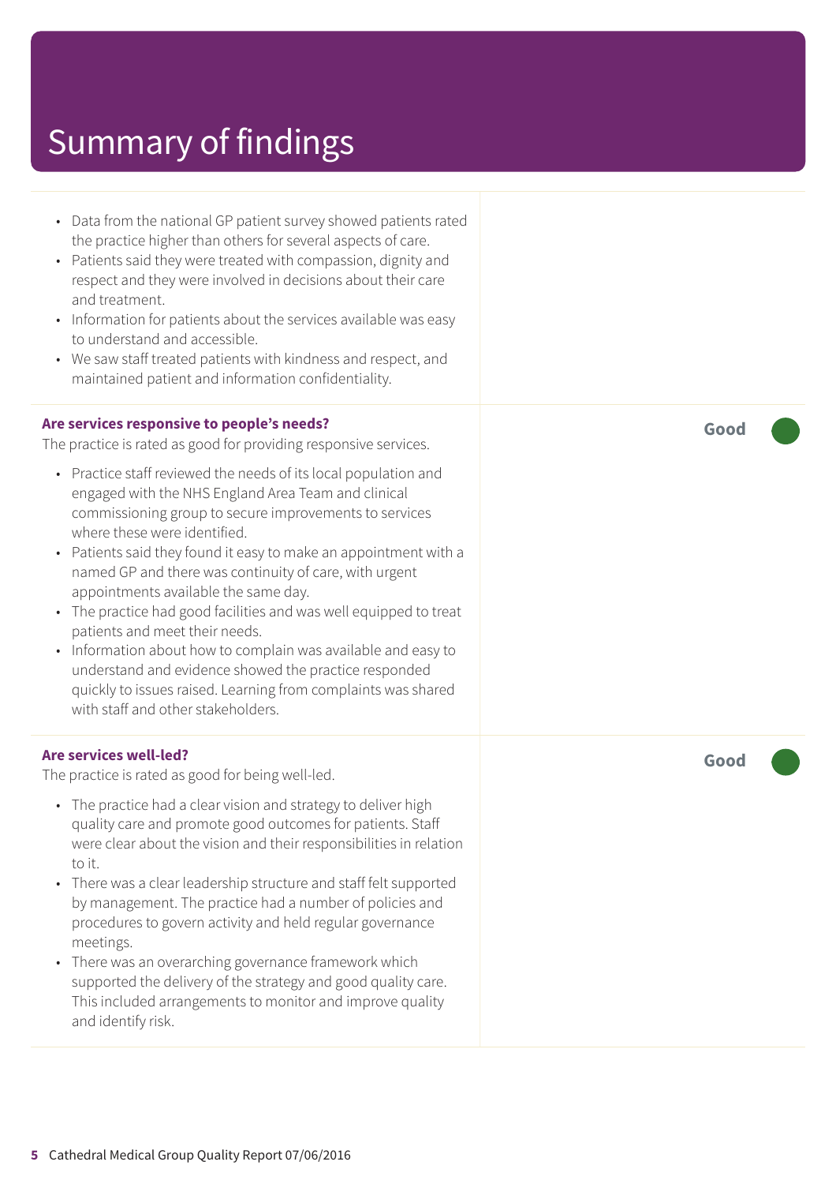# Summary of findings

- Data from the national GP patient survey showed patients rated the practice higher than others for several aspects of care.
- Patients said they were treated with compassion, dignity and respect and they were involved in decisions about their care and treatment.
- Information for patients about the services available was easy to understand and accessible.
- We saw staff treated patients with kindness and respect, and maintained patient and information confidentiality.

**Are services responsive to people's needs?**

**Good**

The practice is rated as good for providing responsive services.

- Practice staff reviewed the needs of its local population and engaged with the NHS England Area Team and clinical commissioning group to secure improvements to services where these were identified.
- Patients said they found it easy to make an appointment with a named GP and there was continuity of care, with urgent appointments available the same day.
- The practice had good facilities and was well equipped to treat patients and meet their needs.
- Information about how to complain was available and easy to understand and evidence showed the practice responded quickly to issues raised. Learning from complaints was shared with staff and other stakeholders.

**Are services well-led?**

**Good**

The practice is rated as good for being well-led.

- The practice had a clear vision and strategy to deliver high quality care and promote good outcomes for patients. Staff were clear about the vision and their responsibilities in relation to it.
- There was a clear leadership structure and staff felt supported by management. The practice had a number of policies and procedures to govern activity and held regular governance meetings.
- There was an overarching governance framework which supported the delivery of the strategy and good quality care. This included arrangements to monitor and improve quality and identify risk.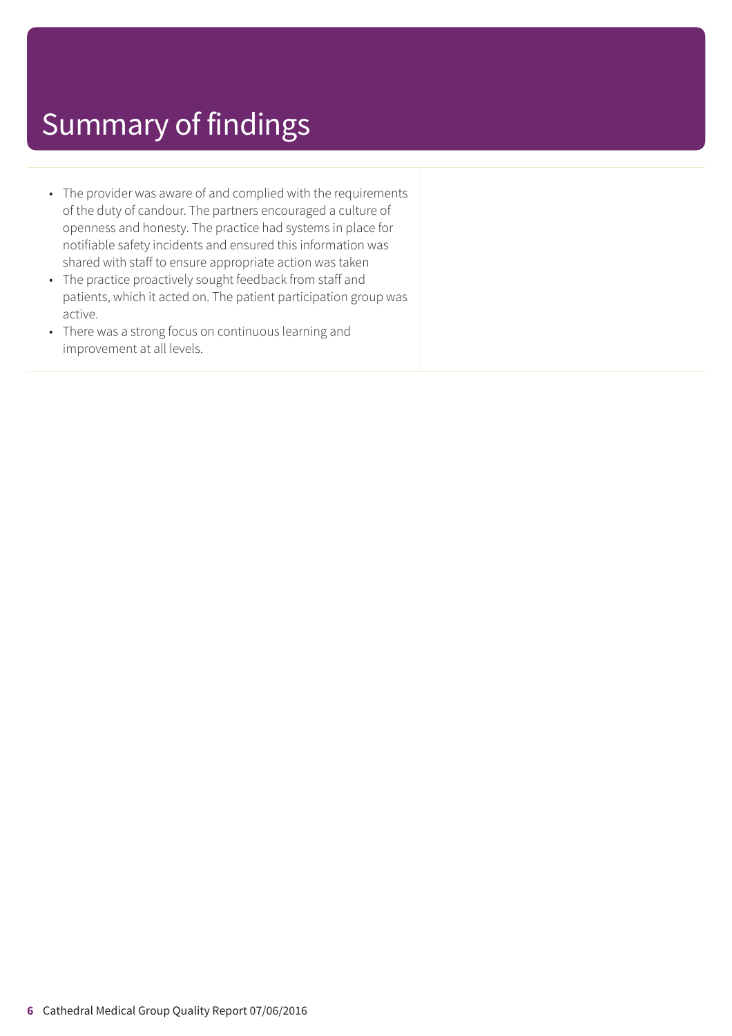# Summary of findings

- The provider was aware of and complied with the requirements of the duty of candour. The partners encouraged a culture of openness and honesty. The practice had systems in place for notifiable safety incidents and ensured this information was shared with staff to ensure appropriate action was taken
- The practice proactively sought feedback from staff and patients, which it acted on. The patient participation group was active.
- There was a strong focus on continuous learning and improvement at all levels.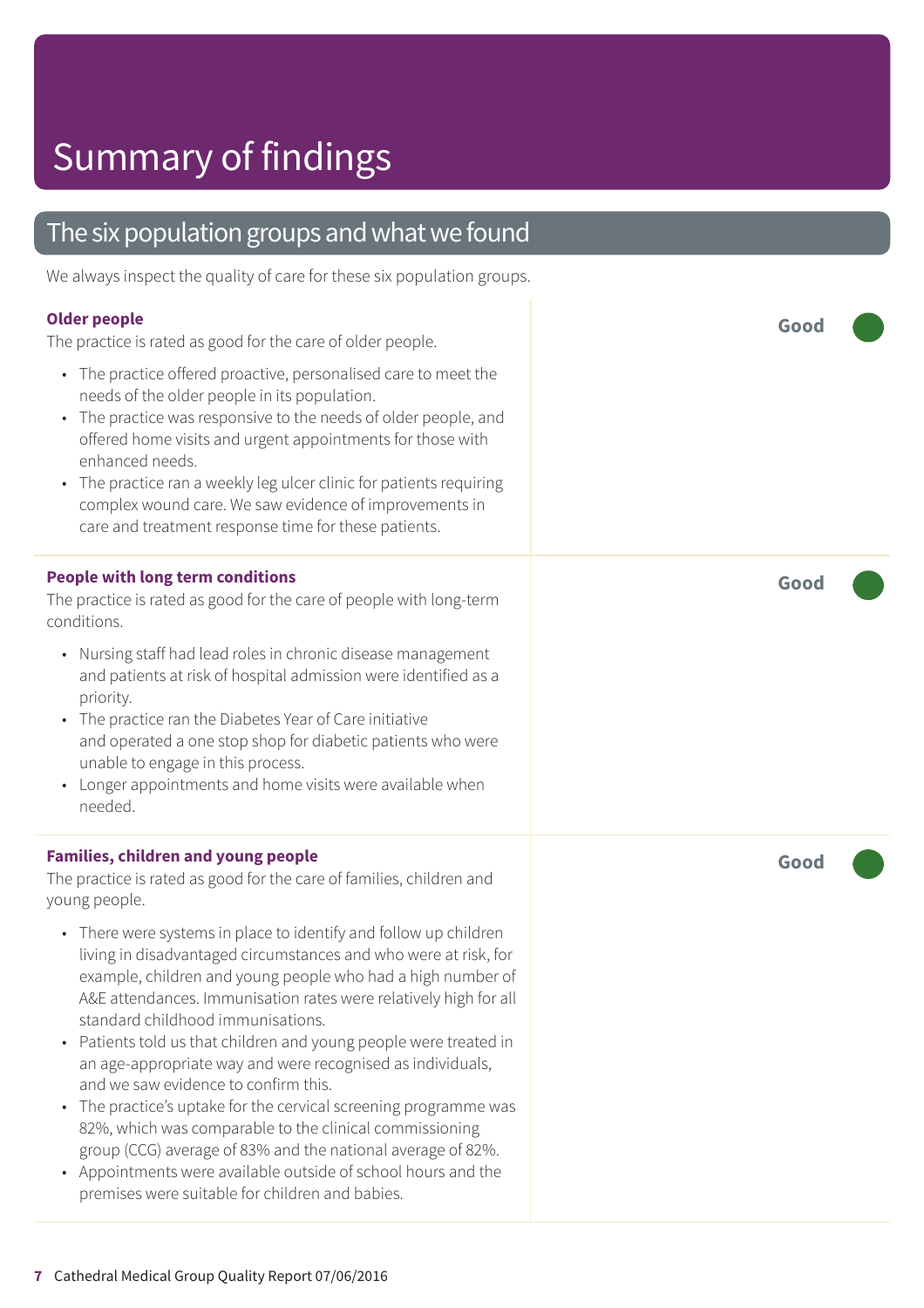# Summary of findings

## The six population groups and what we found

We always inspect the quality of care for these six population groups.

### Older people

**Good**

The practice is rated as good for the care of older people.

- The practice offered proactive, personalised care to meet the needs of the older people in its population.
- The practice was responsive to the needs of older people, and offered home visits and urgent appointments for those with enhanced needs.
- The practice ran a weekly leg ulcer clinic for patients requiring complex wound care. We saw evidence of improvements in care and treatment response time for these patients.

### People with long term conditions

**Good**

The practice is rated as good for the care of people with long-term conditions.

- Nursing staff had lead roles in chronic disease management and patients at risk of hospital admission were identified as a priority.
- The practice ran the Diabetes Year of Care initiative and operated a one stop shop for diabetic patients who were unable to engage in this process.
- Longer appointments and home visits were available when needed.

### Families, children and young people

**Good**

The practice is rated as good for the care of families, children and young people.

- There were systems in place to identify and follow up children living in disadvantaged circumstances and who were at risk, for example, children and young people who had a high number of A&E attendances. Immunisation rates were relatively high for all standard childhood immunisations.
- Patients told us that children and young people were treated in an age-appropriate way and were recognised as individuals, and we saw evidence to confirm this.
- The practice's uptake for the cervical screening programme was 82%, which was comparable to the clinical commissioning group (CCG) average of 83% and the national average of 82%.
- Appointments were available outside of school hours and the premises were suitable for children and babies.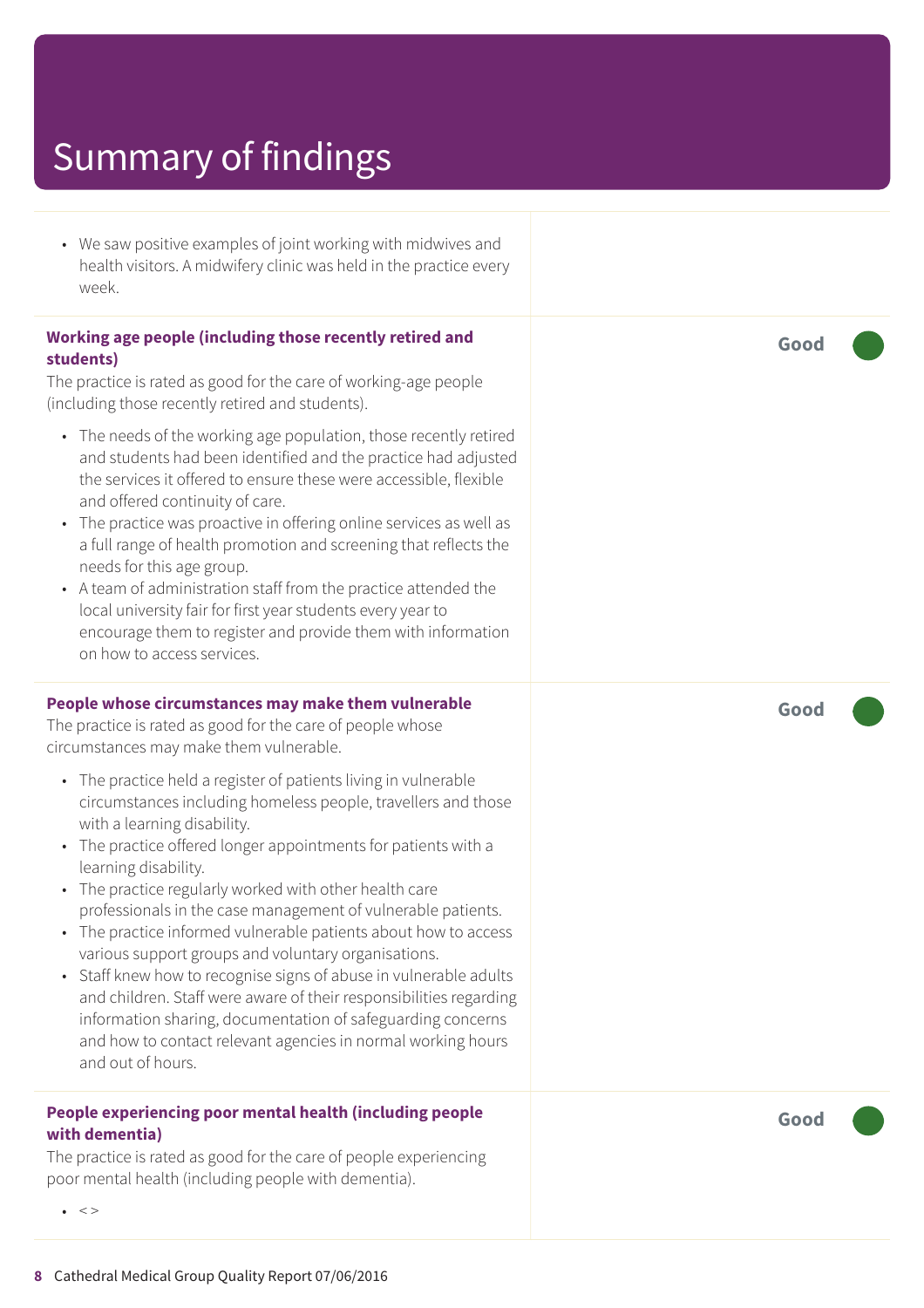# Summary of findings

- We saw positive examples of joint working with midwives and health visitors. A midwifery clinic was held in the practice every week.

**Working age people (including those recently retired and students)**

Good

The practice is rated as good for the care of working-age people (including those recently retired and students).

- The needs of the working age population, those recently retired and students had been identified and the practice had adjusted the services it offered to ensure these were accessible, flexible and offered continuity of care.
- The practice was proactive in offering online services as well as a full range of health promotion and screening that reflects the needs for this age group.
- A team of administration staff from the practice attended the local university fair for first year students every year to encourage them to register and provide them with information on how to access services.

**People whose circumstances may make them vulnerable**

Good

The practice is rated as good for the care of people whose circumstances may make them vulnerable.

- The practice held a register of patients living in vulnerable circumstances including homeless people, travellers and those with a learning disability.
- The practice offered longer appointments for patients with a learning disability.
- The practice regularly worked with other health care professionals in the case management of vulnerable patients.
- The practice informed vulnerable patients about how to access various support groups and voluntary organisations.
- Staff knew how to recognise signs of abuse in vulnerable adults and children. Staff were aware of their responsibilities regarding information sharing, documentation of safeguarding concerns and how to contact relevant agencies in normal working hours and out of hours.

**People experiencing poor mental health (including people with dementia)**

Good

The practice is rated as good for the care of people experiencing poor mental health (including people with dementia).

- < >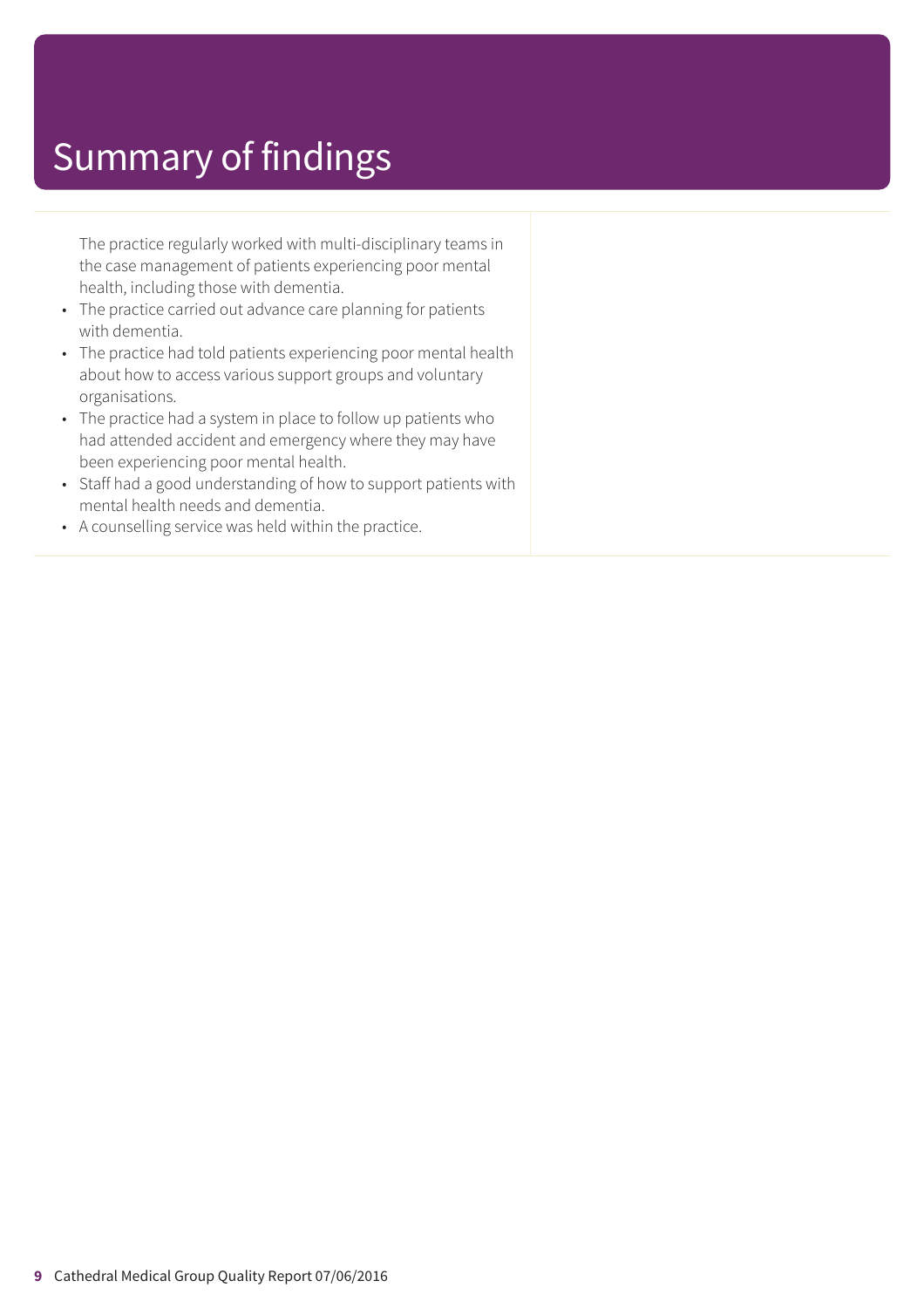# Summary of findings

The practice regularly worked with multi-disciplinary teams in the case management of patients experiencing poor mental health, including those with dementia.

- The practice carried out advance care planning for patients with dementia.
- The practice had told patients experiencing poor mental health about how to access various support groups and voluntary organisations.
- The practice had a system in place to follow up patients who had attended accident and emergency where they may have been experiencing poor mental health.
- Staff had a good understanding of how to support patients with mental health needs and dementia.
- A counselling service was held within the practice.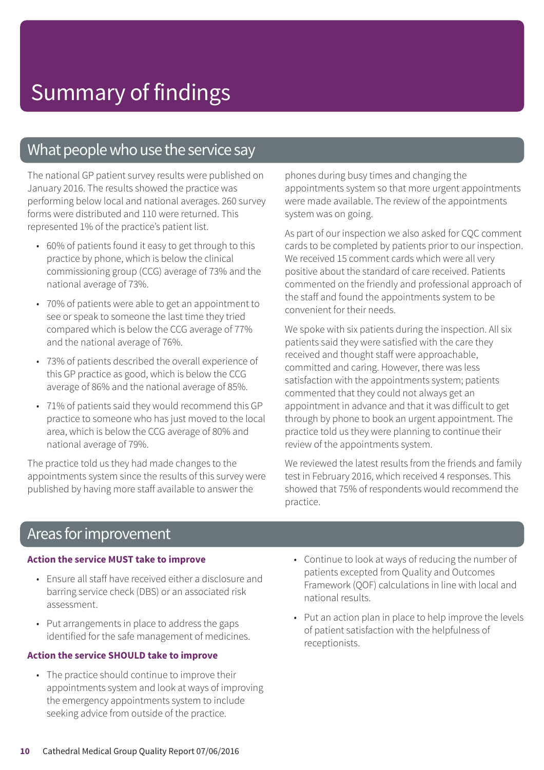# Summary of findings

## What people who use the service say

The national GP patient survey results were published on January 2016. The results showed the practice was performing below local and national averages. 260 survey forms were distributed and 110 were returned. This represented 1% of the practice's patient list.

- 60% of patients found it easy to get through to this practice by phone, which is below the clinical commissioning group (CCG) average of 73% and the national average of 73%.
- 70% of patients were able to get an appointment to see or speak to someone the last time they tried compared which is below the CCG average of 77% and the national average of 76%.
- 73% of patients described the overall experience of this GP practice as good, which is below the CCG average of 86% and the national average of 85%.
- 71% of patients said they would recommend this GP practice to someone who has just moved to the local area, which is below the CCG average of 80% and national average of 79%.

The practice told us they had made changes to the appointments system since the results of this survey were published by having more staff available to answer the phones during busy times and changing the appointments system so that more urgent appointments were made available. The review of the appointments system was on going.

As part of our inspection we also asked for CQC comment cards to be completed by patients prior to our inspection. We received 15 comment cards which were all very positive about the standard of care received. Patients commented on the friendly and professional approach of the staff and found the appointments system to be convenient for their needs.

We spoke with six patients during the inspection. All six patients said they were satisfied with the care they received and thought staff were approachable, committed and caring. However, there was less satisfaction with the appointments system; patients commented that they could not always get an appointment in advance and that it was difficult to get through by phone to book an urgent appointment. The practice told us they were planning to continue their review of the appointments system.

We reviewed the latest results from the friends and family test in February 2016, which received 4 responses. This showed that 75% of respondents would recommend the practice.

## Areas for improvement

**Action the service MUST take to improve**

- Ensure all staff have received either a disclosure and barring service check (DBS) or an associated risk assessment.
- Put arrangements in place to address the gaps identified for the safe management of medicines.

**Action the service SHOULD take to improve**

- The practice should continue to improve their appointments system and look at ways of improving the emergency appointments system to include seeking advice from outside of the practice.
- Continue to look at ways of reducing the number of patients excepted from Quality and Outcomes Framework (QOF) calculations in line with local and national results.
- Put an action plan in place to help improve the levels of patient satisfaction with the helpfulness of receptionists.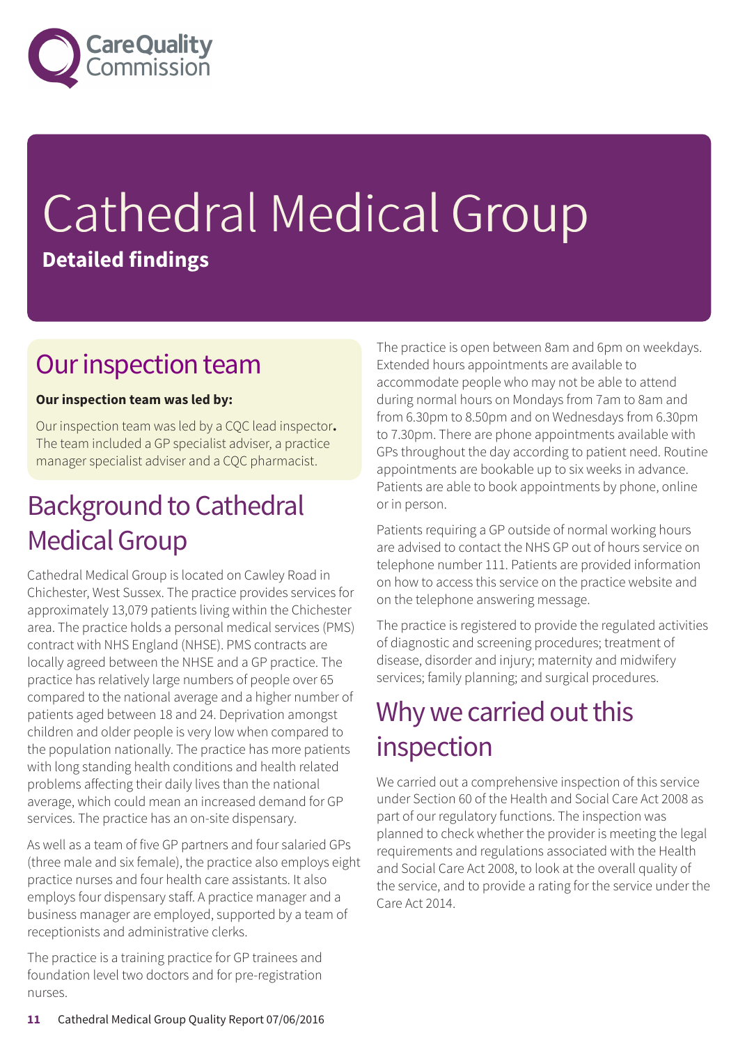# Cathedral Medical Group

**Detailed findings**

## Our inspection team

**Our inspection team was led by:**

Our inspection team was led by a CQC lead inspector**.** The team included a GP specialist adviser, a practice manager specialist adviser and a CQC pharmacist.

## Background to Cathedral Medical Group

Cathedral Medical Group is located on Cawley Road in Chichester, West Sussex. The practice provides services for approximately 13,079 patients living within the Chichester area. The practice holds a personal medical services (PMS) contract with NHS England (NHSE). PMS contracts are locally agreed between the NHSE and a GP practice. The practice has relatively large numbers of people over 65 compared to the national average and a higher number of patients aged between 18 and 24. Deprivation amongst children and older people is very low when compared to the population nationally. The practice has more patients with long standing health conditions and health related problems affecting their daily lives than the national average, which could mean an increased demand for GP services. The practice has an on-site dispensary.

As well as a team of five GP partners and four salaried GPs (three male and six female), the practice also employs eight practice nurses and four health care assistants. It also employs four dispensary staff. A practice manager and a business manager are employed, supported by a team of receptionists and administrative clerks.

The practice is a training practice for GP trainees and foundation level two doctors and for pre-registration nurses.

The practice is open between 8am and 6pm on weekdays. Extended hours appointments are available to accommodate people who may not be able to attend during normal hours on Mondays from 7am to 8am and from 6.30pm to 8.50pm and on Wednesdays from 6.30pm to 7.30pm. There are phone appointments available with GPs throughout the day according to patient need. Routine appointments are bookable up to six weeks in advance. Patients are able to book appointments by phone, online or in person.

Patients requiring a GP outside of normal working hours are advised to contact the NHS GP out of hours service on telephone number 111. Patients are provided information on how to access this service on the practice website and on the telephone answering message.

The practice is registered to provide the regulated activities of diagnostic and screening procedures; treatment of disease, disorder and injury; maternity and midwifery services; family planning; and surgical procedures.

## Why we carried out this inspection

We carried out a comprehensive inspection of this service under Section 60 of the Health and Social Care Act 2008 as part of our regulatory functions. The inspection was planned to check whether the provider is meeting the legal requirements and regulations associated with the Health and Social Care Act 2008, to look at the overall quality of the service, and to provide a rating for the service under the Care Act 2014.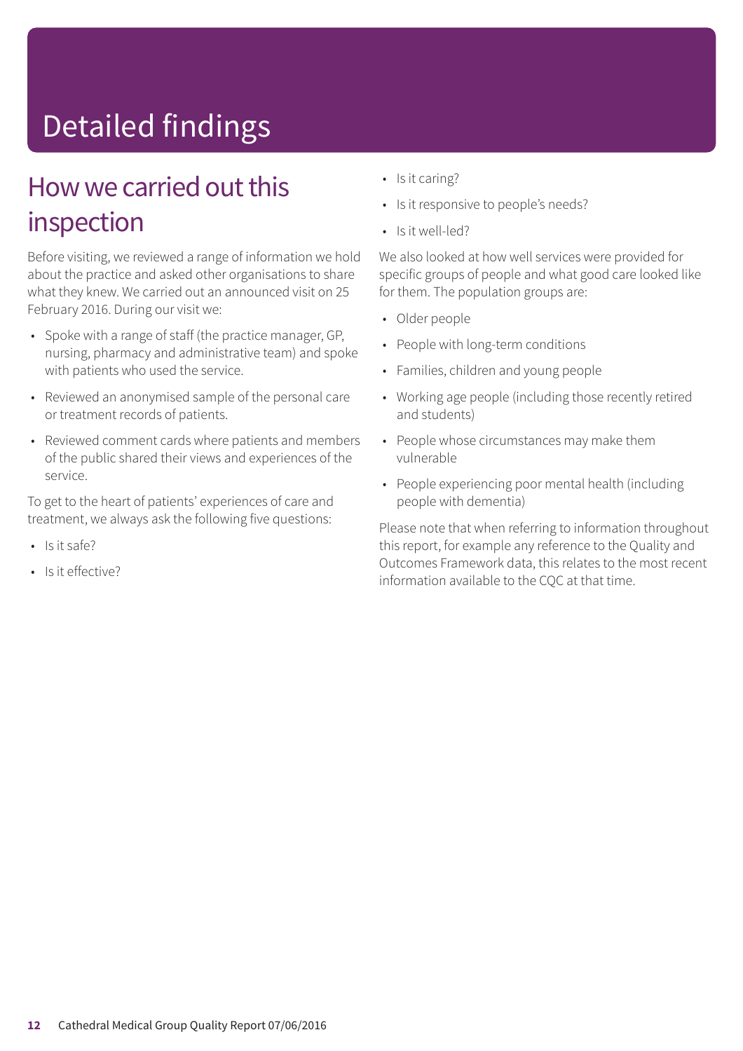# Detailed findings

## How we carried out this inspection

Before visiting, we reviewed a range of information we hold about the practice and asked other organisations to share what they knew. We carried out an announced visit on 25 February 2016. During our visit we:

- Spoke with a range of staff (the practice manager, GP, nursing, pharmacy and administrative team) and spoke with patients who used the service.
- Reviewed an anonymised sample of the personal care or treatment records of patients.
- Reviewed comment cards where patients and members of the public shared their views and experiences of the service.

To get to the heart of patients' experiences of care and treatment, we always ask the following five questions:

- Is it safe?
- Is it effective?
- Is it caring?
- Is it responsive to people's needs?
- Is it well-led?

We also looked at how well services were provided for specific groups of people and what good care looked like for them. The population groups are:

- Older people
- People with long-term conditions
- Families, children and young people
- Working age people (including those recently retired and students)
- People whose circumstances may make them vulnerable
- People experiencing poor mental health (including people with dementia)

Please note that when referring to information throughout this report, for example any reference to the Quality and Outcomes Framework data, this relates to the most recent information available to the CQC at that time.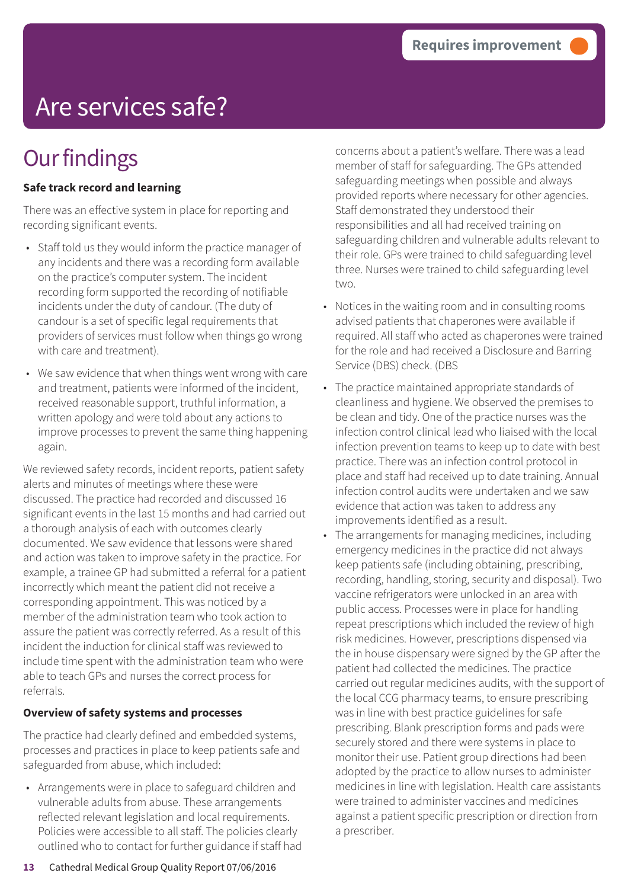Requires improvement

# Are services safe?

## Our findings

**Safe track record and learning**

There was an effective system in place for reporting and recording significant events.

- Staff told us they would inform the practice manager of any incidents and there was a recording form available on the practice's computer system. The incident recording form supported the recording of notifiable incidents under the duty of candour. (The duty of candour is a set of specific legal requirements that providers of services must follow when things go wrong with care and treatment).
- We saw evidence that when things went wrong with care and treatment, patients were informed of the incident, received reasonable support, truthful information, a written apology and were told about any actions to improve processes to prevent the same thing happening again.

We reviewed safety records, incident reports, patient safety alerts and minutes of meetings where these were discussed. The practice had recorded and discussed 16 significant events in the last 15 months and had carried out a thorough analysis of each with outcomes clearly documented. We saw evidence that lessons were shared and action was taken to improve safety in the practice. For example, a trainee GP had submitted a referral for a patient incorrectly which meant the patient did not receive a corresponding appointment. This was noticed by a member of the administration team who took action to assure the patient was correctly referred. As a result of this incident the induction for clinical staff was reviewed to include time spent with the administration team who were able to teach GPs and nurses the correct process for referrals.

**Overview of safety systems and processes**

The practice had clearly defined and embedded systems, processes and practices in place to keep patients safe and safeguarded from abuse, which included:

- Arrangements were in place to safeguard children and vulnerable adults from abuse. These arrangements reflected relevant legislation and local requirements. Policies were accessible to all staff. The policies clearly outlined who to contact for further guidance if staff had concerns about a patient's welfare. There was a lead member of staff for safeguarding. The GPs attended safeguarding meetings when possible and always provided reports where necessary for other agencies. Staff demonstrated they understood their responsibilities and all had received training on safeguarding children and vulnerable adults relevant to their role. GPs were trained to child safeguarding level three. Nurses were trained to child safeguarding level two.
- Notices in the waiting room and in consulting rooms advised patients that chaperones were available if required. All staff who acted as chaperones were trained for the role and had received a Disclosure and Barring Service (DBS) check. (DBS
- The practice maintained appropriate standards of cleanliness and hygiene. We observed the premises to be clean and tidy. One of the practice nurses was the infection control clinical lead who liaised with the local infection prevention teams to keep up to date with best practice. There was an infection control protocol in place and staff had received up to date training. Annual infection control audits were undertaken and we saw evidence that action was taken to address any improvements identified as a result.
- The arrangements for managing medicines, including emergency medicines in the practice did not always keep patients safe (including obtaining, prescribing, recording, handling, storing, security and disposal). Two vaccine refrigerators were unlocked in an area with public access. Processes were in place for handling repeat prescriptions which included the review of high risk medicines. However, prescriptions dispensed via the in house dispensary were signed by the GP after the patient had collected the medicines. The practice carried out regular medicines audits, with the support of the local CCG pharmacy teams, to ensure prescribing was in line with best practice guidelines for safe prescribing. Blank prescription forms and pads were securely stored and there were systems in place to monitor their use. Patient group directions had been adopted by the practice to allow nurses to administer medicines in line with legislation. Health care assistants were trained to administer vaccines and medicines against a patient specific prescription or direction from a prescriber.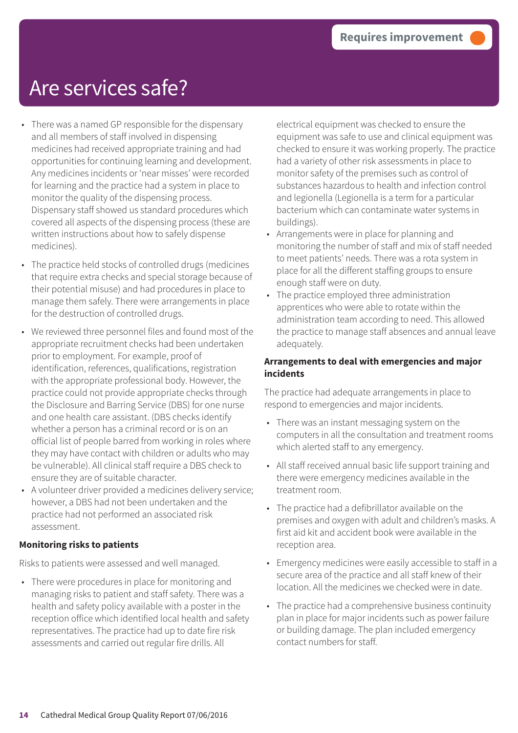Requires improvement

# Are services safe?

- There was a named GP responsible for the dispensary and all members of staff involved in dispensing medicines had received appropriate training and had opportunities for continuing learning and development. Any medicines incidents or 'near misses' were recorded for learning and the practice had a system in place to monitor the quality of the dispensing process. Dispensary staff showed us standard procedures which covered all aspects of the dispensing process (these are written instructions about how to safely dispense medicines).
- The practice held stocks of controlled drugs (medicines that require extra checks and special storage because of their potential misuse) and had procedures in place to manage them safely. There were arrangements in place for the destruction of controlled drugs.
- We reviewed three personnel files and found most of the appropriate recruitment checks had been undertaken prior to employment. For example, proof of identification, references, qualifications, registration with the appropriate professional body. However, the practice could not provide appropriate checks through the Disclosure and Barring Service (DBS) for one nurse and one health care assistant. (DBS checks identify whether a person has a criminal record or is on an official list of people barred from working in roles where they may have contact with children or adults who may be vulnerable). All clinical staff require a DBS check to ensure they are of suitable character.
- A volunteer driver provided a medicines delivery service; however, a DBS had not been undertaken and the practice had not performed an associated risk assessment.

**Monitoring risks to patients**

Risks to patients were assessed and well managed.

- There were procedures in place for monitoring and managing risks to patient and staff safety. There was a health and safety policy available with a poster in the reception office which identified local health and safety representatives. The practice had up to date fire risk assessments and carried out regular fire drills. All electrical equipment was checked to ensure the equipment was safe to use and clinical equipment was checked to ensure it was working properly. The practice had a variety of other risk assessments in place to monitor safety of the premises such as control of substances hazardous to health and infection control and legionella (Legionella is a term for a particular bacterium which can contaminate water systems in buildings).
- Arrangements were in place for planning and monitoring the number of staff and mix of staff needed to meet patients' needs. There was a rota system in place for all the different staffing groups to ensure enough staff were on duty.
- The practice employed three administration apprentices who were able to rotate within the administration team according to need. This allowed the practice to manage staff absences and annual leave adequately.

**Arrangements to deal with emergencies and major incidents**

The practice had adequate arrangements in place to respond to emergencies and major incidents.

- There was an instant messaging system on the computers in all the consultation and treatment rooms which alerted staff to any emergency.
- All staff received annual basic life support training and there were emergency medicines available in the treatment room.
- The practice had a defibrillator available on the premises and oxygen with adult and children's masks. A first aid kit and accident book were available in the reception area.
- Emergency medicines were easily accessible to staff in a secure area of the practice and all staff knew of their location. All the medicines we checked were in date.
- The practice had a comprehensive business continuity plan in place for major incidents such as power failure or building damage. The plan included emergency contact numbers for staff.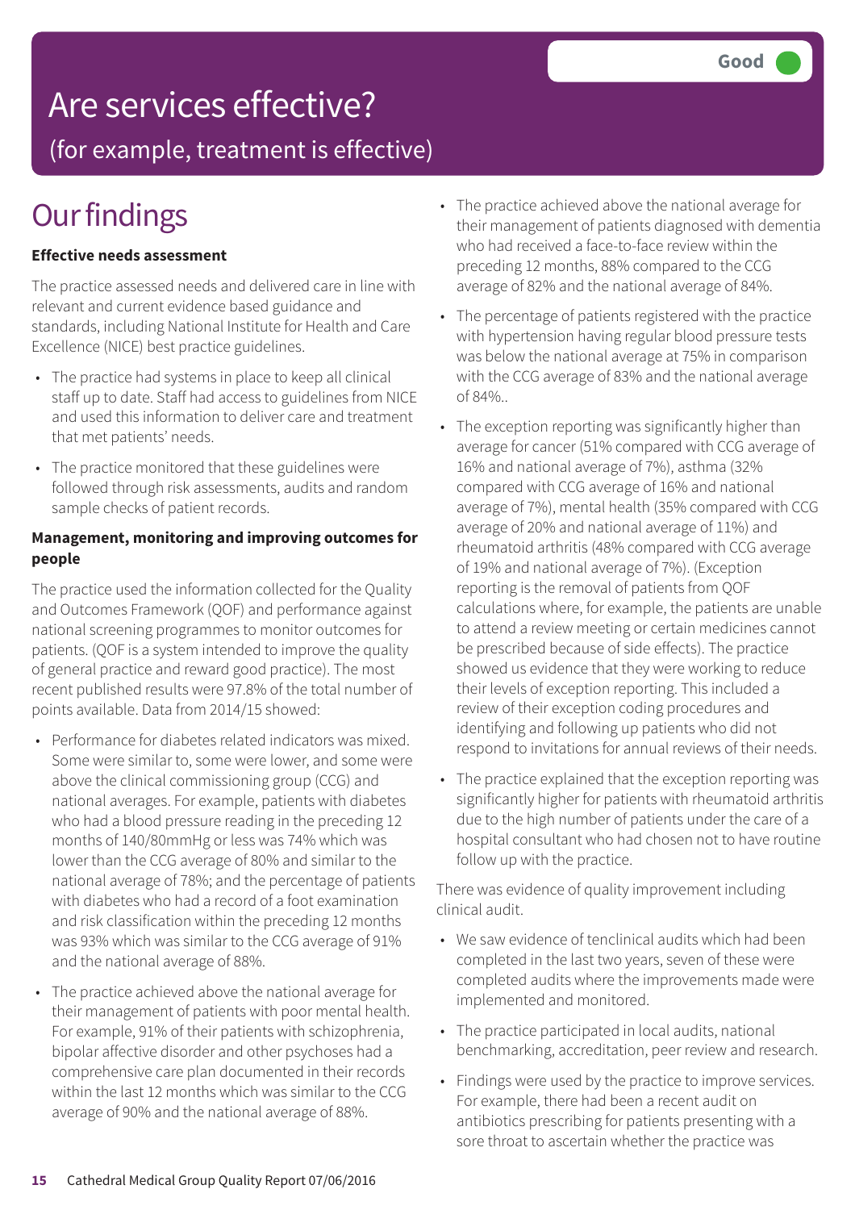Good

# Are services effective?

(for example, treatment is effective)

## Our findings

**Effective needs assessment**

The practice assessed needs and delivered care in line with relevant and current evidence based guidance and standards, including National Institute for Health and Care Excellence (NICE) best practice guidelines.

- The practice had systems in place to keep all clinical staff up to date. Staff had access to guidelines from NICE and used this information to deliver care and treatment that met patients' needs.
- The practice monitored that these guidelines were followed through risk assessments, audits and random sample checks of patient records.

**Management, monitoring and improving outcomes for people**

The practice used the information collected for the Quality and Outcomes Framework (QOF) and performance against national screening programmes to monitor outcomes for patients. (QOF is a system intended to improve the quality of general practice and reward good practice). The most recent published results were 97.8% of the total number of points available. Data from 2014/15 showed:

- Performance for diabetes related indicators was mixed. Some were similar to, some were lower, and some were above the clinical commissioning group (CCG) and national averages. For example, patients with diabetes who had a blood pressure reading in the preceding 12 months of 140/80mmHg or less was 74% which was lower than the CCG average of 80% and similar to the national average of 78%; and the percentage of patients with diabetes who had a record of a foot examination and risk classification within the preceding 12 months was 93% which was similar to the CCG average of 91% and the national average of 88%.
- The practice achieved above the national average for their management of patients with poor mental health. For example, 91% of their patients with schizophrenia, bipolar affective disorder and other psychoses had a comprehensive care plan documented in their records within the last 12 months which was similar to the CCG average of 90% and the national average of 88%.
- The practice achieved above the national average for their management of patients diagnosed with dementia who had received a face-to-face review within the preceding 12 months, 88% compared to the CCG average of 82% and the national average of 84%.
- The percentage of patients registered with the practice with hypertension having regular blood pressure tests was below the national average at 75% in comparison with the CCG average of 83% and the national average of 84%..
- The exception reporting was significantly higher than average for cancer (51% compared with CCG average of 16% and national average of 7%), asthma (32% compared with CCG average of 16% and national average of 7%), mental health (35% compared with CCG average of 20% and national average of 11%) and rheumatoid arthritis (48% compared with CCG average of 19% and national average of 7%). (Exception reporting is the removal of patients from QOF calculations where, for example, the patients are unable to attend a review meeting or certain medicines cannot be prescribed because of side effects). The practice showed us evidence that they were working to reduce their levels of exception reporting. This included a review of their exception coding procedures and identifying and following up patients who did not respond to invitations for annual reviews of their needs.
- The practice explained that the exception reporting was significantly higher for patients with rheumatoid arthritis due to the high number of patients under the care of a hospital consultant who had chosen not to have routine follow up with the practice.

There was evidence of quality improvement including clinical audit.

- We saw evidence of tenclinical audits which had been completed in the last two years, seven of these were completed audits where the improvements made were implemented and monitored.
- The practice participated in local audits, national benchmarking, accreditation, peer review and research.
- Findings were used by the practice to improve services. For example, there had been a recent audit on antibiotics prescribing for patients presenting with a sore throat to ascertain whether the practice was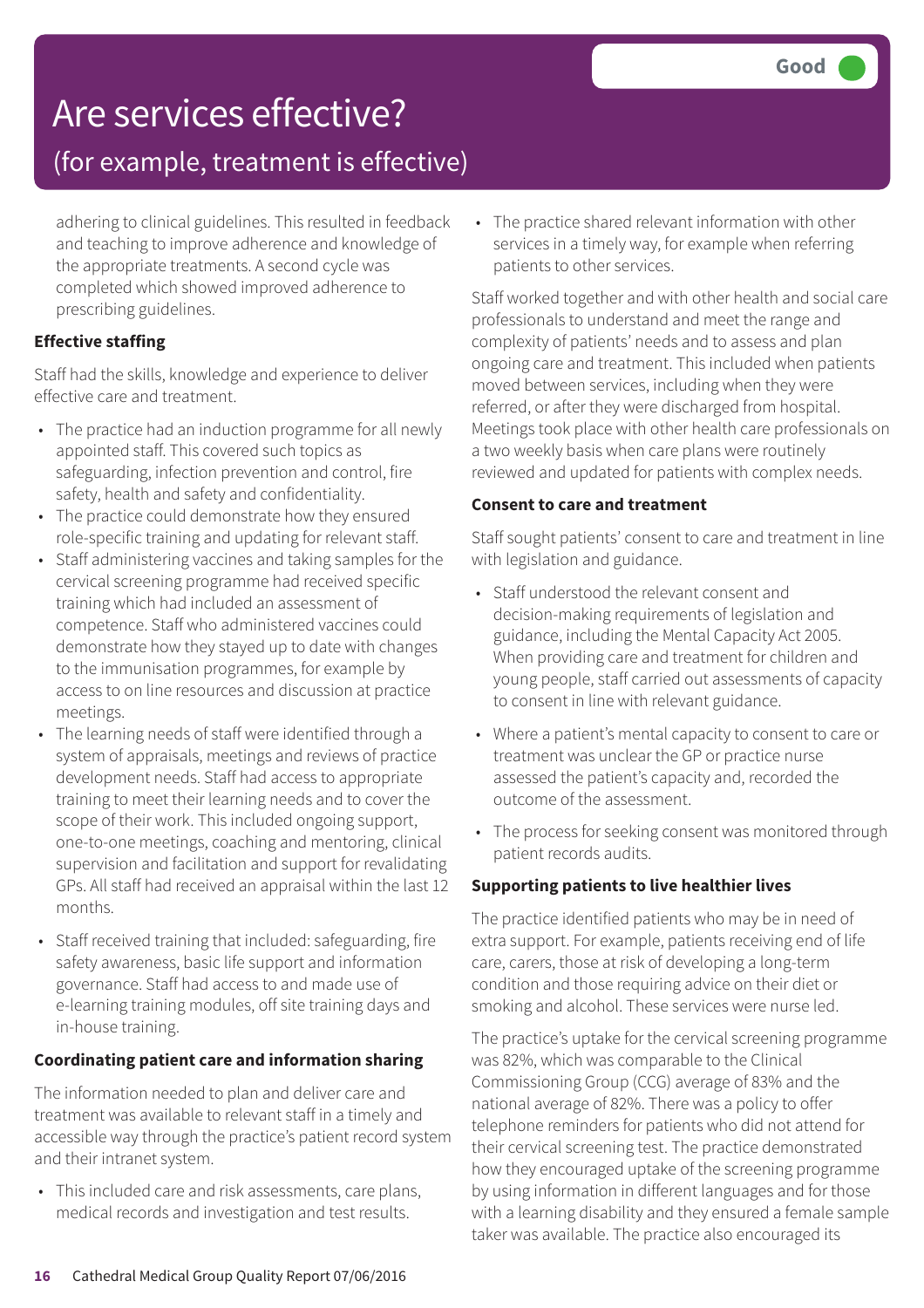# Are services effective?

## (for example, treatment is effective)

**Good**

adhering to clinical guidelines. This resulted in feedback and teaching to improve adherence and knowledge of the appropriate treatments. A second cycle was completed which showed improved adherence to prescribing guidelines.

### Effective staffing

Staff had the skills, knowledge and experience to deliver effective care and treatment.

- The practice had an induction programme for all newly appointed staff. This covered such topics as safeguarding, infection prevention and control, fire safety, health and safety and confidentiality.
- The practice could demonstrate how they ensured role-specific training and updating for relevant staff.
- Staff administering vaccines and taking samples for the cervical screening programme had received specific training which had included an assessment of competence. Staff who administered vaccines could demonstrate how they stayed up to date with changes to the immunisation programmes, for example by access to on line resources and discussion at practice meetings.
- The learning needs of staff were identified through a system of appraisals, meetings and reviews of practice development needs. Staff had access to appropriate training to meet their learning needs and to cover the scope of their work. This included ongoing support, one-to-one meetings, coaching and mentoring, clinical supervision and facilitation and support for revalidating GPs. All staff had received an appraisal within the last 12 months.
- Staff received training that included: safeguarding, fire safety awareness, basic life support and information governance. Staff had access to and made use of e-learning training modules, off site training days and in-house training.

### Coordinating patient care and information sharing

The information needed to plan and deliver care and treatment was available to relevant staff in a timely and accessible way through the practice's patient record system and their intranet system.

- This included care and risk assessments, care plans, medical records and investigation and test results.
- The practice shared relevant information with other services in a timely way, for example when referring patients to other services.

Staff worked together and with other health and social care professionals to understand and meet the range and complexity of patients' needs and to assess and plan ongoing care and treatment. This included when patients moved between services, including when they were referred, or after they were discharged from hospital. Meetings took place with other health care professionals on a two weekly basis when care plans were routinely reviewed and updated for patients with complex needs.

### Consent to care and treatment

Staff sought patients' consent to care and treatment in line with legislation and guidance.

- Staff understood the relevant consent and decision-making requirements of legislation and guidance, including the Mental Capacity Act 2005. When providing care and treatment for children and young people, staff carried out assessments of capacity to consent in line with relevant guidance.
- Where a patient's mental capacity to consent to care or treatment was unclear the GP or practice nurse assessed the patient's capacity and, recorded the outcome of the assessment.
- The process for seeking consent was monitored through patient records audits.

### Supporting patients to live healthier lives

The practice identified patients who may be in need of extra support. For example, patients receiving end of life care, carers, those at risk of developing a long-term condition and those requiring advice on their diet or smoking and alcohol. These services were nurse led.

The practice's uptake for the cervical screening programme was 82%, which was comparable to the Clinical Commissioning Group (CCG) average of 83% and the national average of 82%. There was a policy to offer telephone reminders for patients who did not attend for their cervical screening test. The practice demonstrated how they encouraged uptake of the screening programme by using information in different languages and for those with a learning disability and they ensured a female sample taker was available. The practice also encouraged its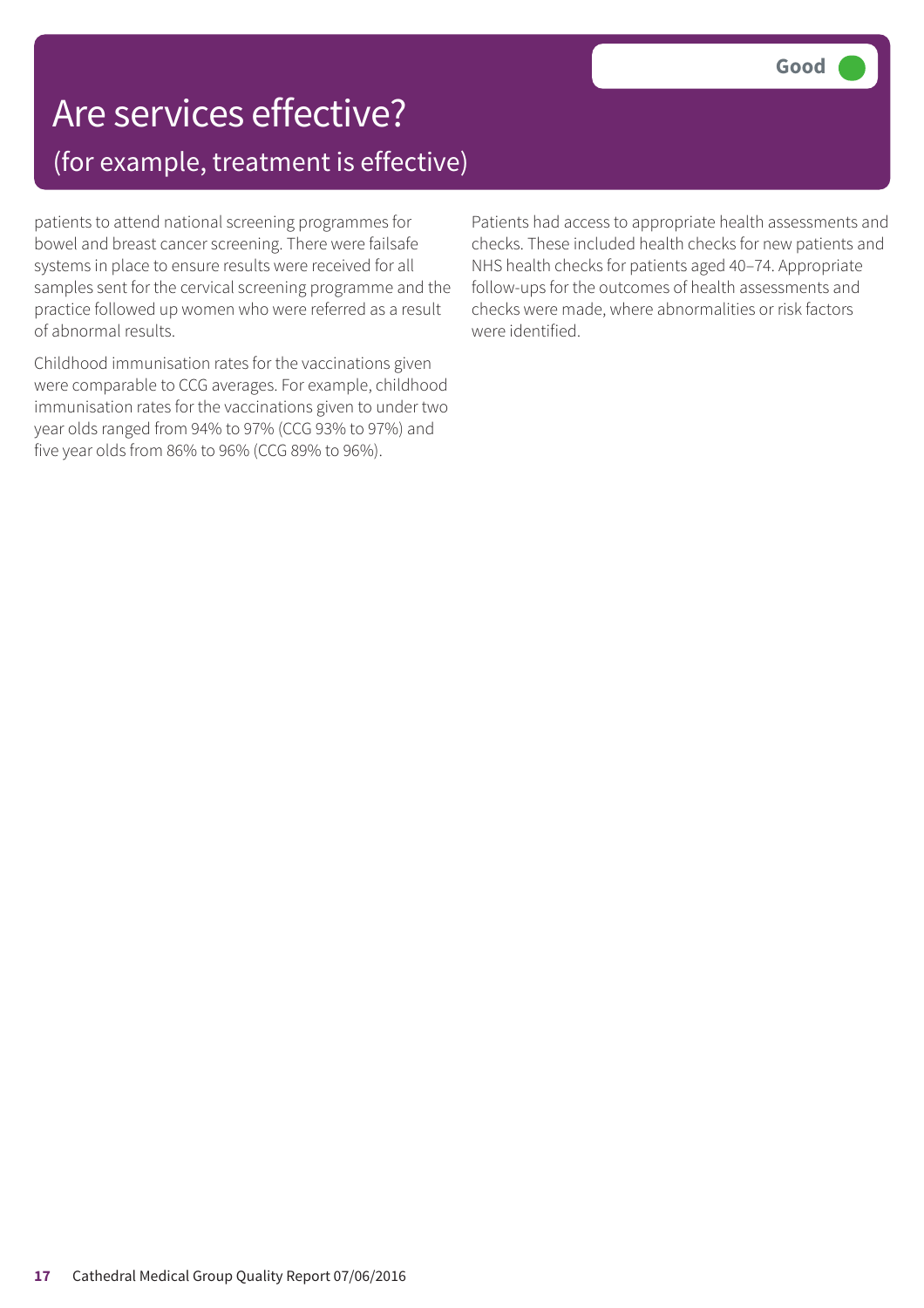# Are services effective?

## (for example, treatment is effective)

**Good**

patients to attend national screening programmes for bowel and breast cancer screening. There were failsafe systems in place to ensure results were received for all samples sent for the cervical screening programme and the practice followed up women who were referred as a result of abnormal results.

Childhood immunisation rates for the vaccinations given were comparable to CCG averages. For example, childhood immunisation rates for the vaccinations given to under two year olds ranged from 94% to 97% (CCG 93% to 97%) and five year olds from 86% to 96% (CCG 89% to 96%).

Patients had access to appropriate health assessments and checks. These included health checks for new patients and NHS health checks for patients aged 40–74. Appropriate follow-ups for the outcomes of health assessments and checks were made, where abnormalities or risk factors were identified.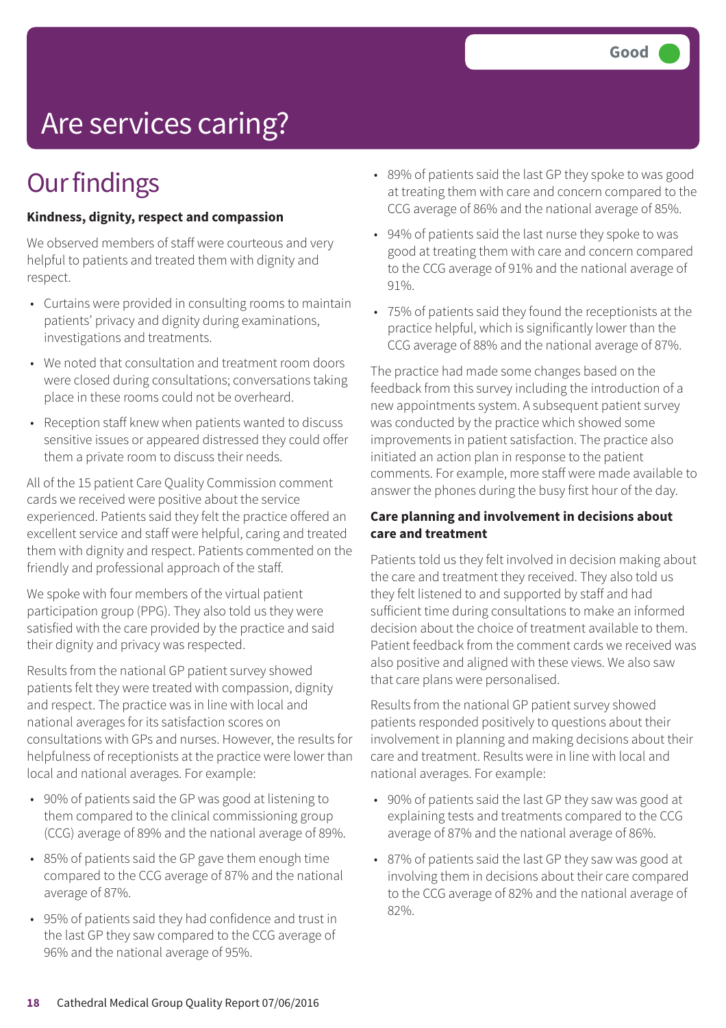Good

# Are services caring?

## Our findings

**Kindness, dignity, respect and compassion**

We observed members of staff were courteous and very helpful to patients and treated them with dignity and respect.

- Curtains were provided in consulting rooms to maintain patients' privacy and dignity during examinations, investigations and treatments.
- We noted that consultation and treatment room doors were closed during consultations; conversations taking place in these rooms could not be overheard.
- Reception staff knew when patients wanted to discuss sensitive issues or appeared distressed they could offer them a private room to discuss their needs.

All of the 15 patient Care Quality Commission comment cards we received were positive about the service experienced. Patients said they felt the practice offered an excellent service and staff were helpful, caring and treated them with dignity and respect. Patients commented on the friendly and professional approach of the staff.

We spoke with four members of the virtual patient participation group (PPG). They also told us they were satisfied with the care provided by the practice and said their dignity and privacy was respected.

Results from the national GP patient survey showed patients felt they were treated with compassion, dignity and respect. The practice was in line with local and national averages for its satisfaction scores on consultations with GPs and nurses. However, the results for helpfulness of receptionists at the practice were lower than local and national averages. For example:

- 90% of patients said the GP was good at listening to them compared to the clinical commissioning group (CCG) average of 89% and the national average of 89%.
- 85% of patients said the GP gave them enough time compared to the CCG average of 87% and the national average of 87%.
- 95% of patients said they had confidence and trust in the last GP they saw compared to the CCG average of 96% and the national average of 95%.
- 89% of patients said the last GP they spoke to was good at treating them with care and concern compared to the CCG average of 86% and the national average of 85%.
- 94% of patients said the last nurse they spoke to was good at treating them with care and concern compared to the CCG average of 91% and the national average of 91%.
- 75% of patients said they found the receptionists at the practice helpful, which is significantly lower than the CCG average of 88% and the national average of 87%.

The practice had made some changes based on the feedback from this survey including the introduction of a new appointments system. A subsequent patient survey was conducted by the practice which showed some improvements in patient satisfaction. The practice also initiated an action plan in response to the patient comments. For example, more staff were made available to answer the phones during the busy first hour of the day.

**Care planning and involvement in decisions about care and treatment**

Patients told us they felt involved in decision making about the care and treatment they received. They also told us they felt listened to and supported by staff and had sufficient time during consultations to make an informed decision about the choice of treatment available to them. Patient feedback from the comment cards we received was also positive and aligned with these views. We also saw that care plans were personalised.

Results from the national GP patient survey showed patients responded positively to questions about their involvement in planning and making decisions about their care and treatment. Results were in line with local and national averages. For example:

- 90% of patients said the last GP they saw was good at explaining tests and treatments compared to the CCG average of 87% and the national average of 86%.
- 87% of patients said the last GP they saw was good at involving them in decisions about their care compared to the CCG average of 82% and the national average of 82%.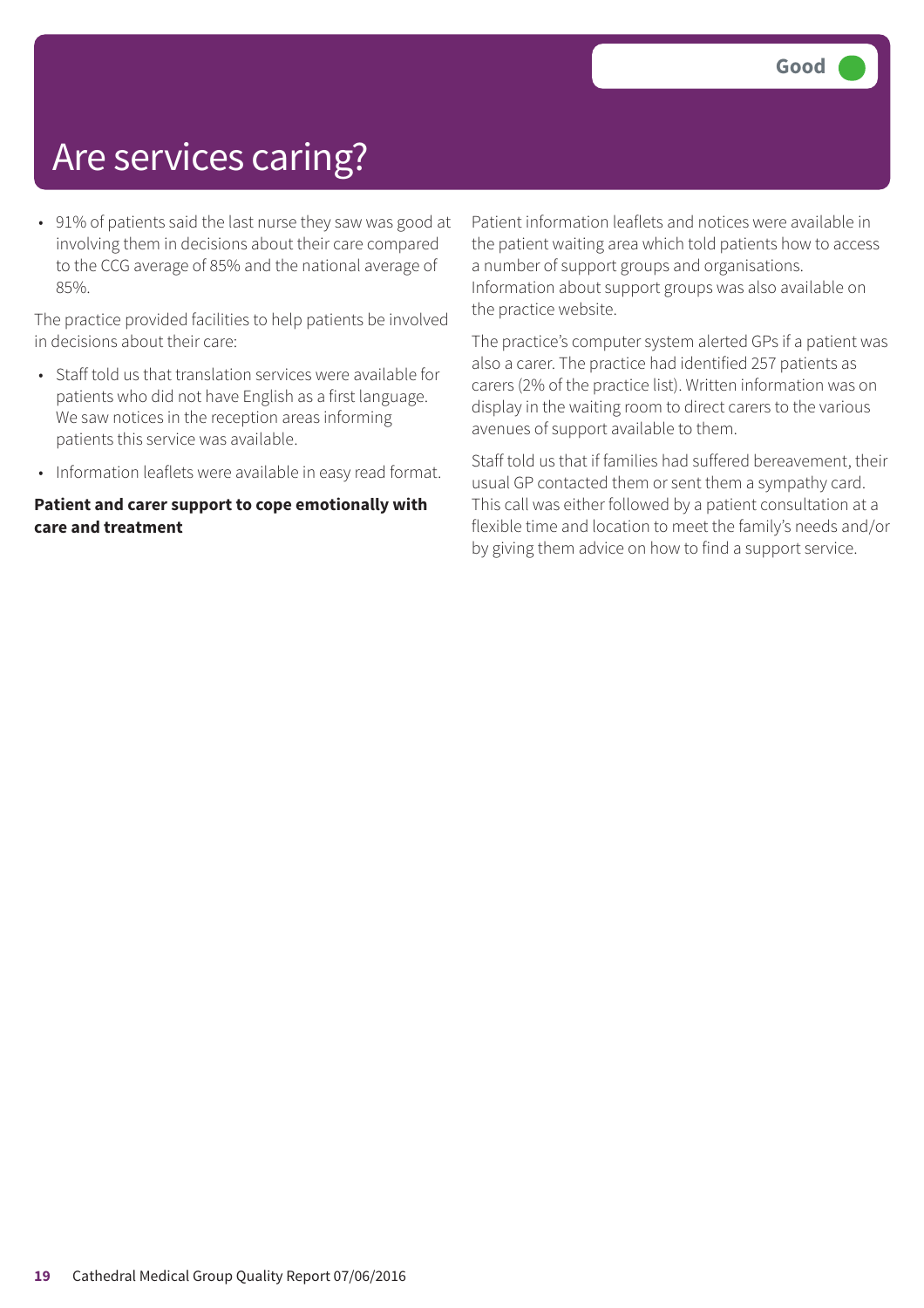# Are services caring?

Good

- 91% of patients said the last nurse they saw was good at involving them in decisions about their care compared to the CCG average of 85% and the national average of 85%.

The practice provided facilities to help patients be involved in decisions about their care:

- Staff told us that translation services were available for patients who did not have English as a first language. We saw notices in the reception areas informing patients this service was available.
- Information leaflets were available in easy read format.

**Patient and carer support to cope emotionally with care and treatment**

Patient information leaflets and notices were available in the patient waiting area which told patients how to access a number of support groups and organisations. Information about support groups was also available on the practice website.

The practice's computer system alerted GPs if a patient was also a carer. The practice had identified 257 patients as carers (2% of the practice list). Written information was on display in the waiting room to direct carers to the various avenues of support available to them.

Staff told us that if families had suffered bereavement, their usual GP contacted them or sent them a sympathy card. This call was either followed by a patient consultation at a flexible time and location to meet the family's needs and/or by giving them advice on how to find a support service.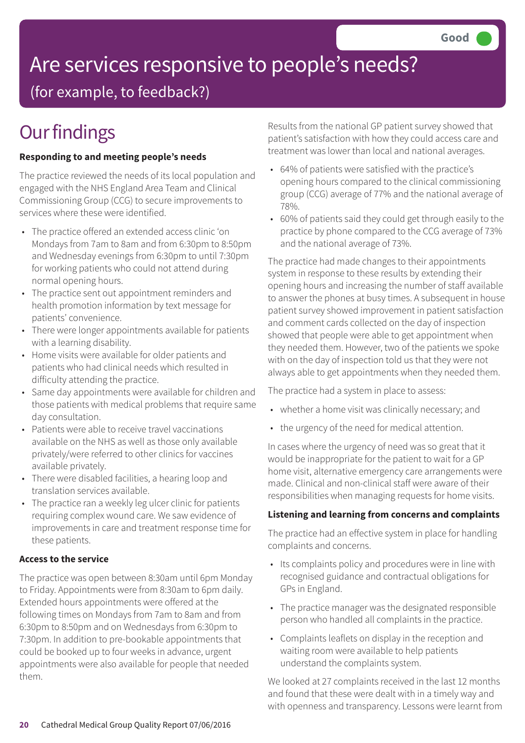Good

# Are services responsive to people's needs?

(for example, to feedback?)

## Our findings

**Responding to and meeting people's needs**

The practice reviewed the needs of its local population and engaged with the NHS England Area Team and Clinical Commissioning Group (CCG) to secure improvements to services where these were identified.

- The practice offered an extended access clinic 'on Mondays from 7am to 8am and from 6:30pm to 8:50pm and Wednesday evenings from 6:30pm to until 7:30pm for working patients who could not attend during normal opening hours.
- The practice sent out appointment reminders and health promotion information by text message for patients' convenience.
- There were longer appointments available for patients with a learning disability.
- Home visits were available for older patients and patients who had clinical needs which resulted in difficulty attending the practice.
- Same day appointments were available for children and those patients with medical problems that require same day consultation.
- Patients were able to receive travel vaccinations available on the NHS as well as those only available privately/were referred to other clinics for vaccines available privately.
- There were disabled facilities, a hearing loop and translation services available.
- The practice ran a weekly leg ulcer clinic for patients requiring complex wound care. We saw evidence of improvements in care and treatment response time for these patients.

**Access to the service**

The practice was open between 8:30am until 6pm Monday to Friday. Appointments were from 8:30am to 6pm daily. Extended hours appointments were offered at the following times on Mondays from 7am to 8am and from 6:30pm to 8:50pm and on Wednesdays from 6:30pm to 7:30pm. In addition to pre-bookable appointments that could be booked up to four weeks in advance, urgent appointments were also available for people that needed them.

Results from the national GP patient survey showed that patient's satisfaction with how they could access care and treatment was lower than local and national averages.

- 64% of patients were satisfied with the practice's opening hours compared to the clinical commissioning group (CCG) average of 77% and the national average of 78%.
- 60% of patients said they could get through easily to the practice by phone compared to the CCG average of 73% and the national average of 73%.

The practice had made changes to their appointments system in response to these results by extending their opening hours and increasing the number of staff available to answer the phones at busy times. A subsequent in house patient survey showed improvement in patient satisfaction and comment cards collected on the day of inspection showed that people were able to get appointment when they needed them. However, two of the patients we spoke with on the day of inspection told us that they were not always able to get appointments when they needed them.

The practice had a system in place to assess:

- whether a home visit was clinically necessary; and
- the urgency of the need for medical attention.

In cases where the urgency of need was so great that it would be inappropriate for the patient to wait for a GP home visit, alternative emergency care arrangements were made. Clinical and non-clinical staff were aware of their responsibilities when managing requests for home visits.

**Listening and learning from concerns and complaints**

The practice had an effective system in place for handling complaints and concerns.

- Its complaints policy and procedures were in line with recognised guidance and contractual obligations for GPs in England.
- The practice manager was the designated responsible person who handled all complaints in the practice.
- Complaints leaflets on display in the reception and waiting room were available to help patients understand the complaints system.

We looked at 27 complaints received in the last 12 months and found that these were dealt with in a timely way and with openness and transparency. Lessons were learnt from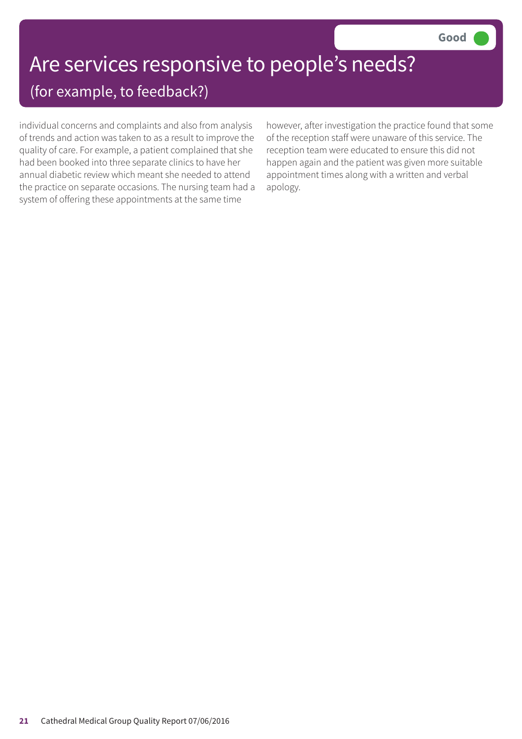# Are services responsive to people's needs?

## (for example, to feedback?)

**Good**

individual concerns and complaints and also from analysis of trends and action was taken to as a result to improve the quality of care. For example, a patient complained that she had been booked into three separate clinics to have her annual diabetic review which meant she needed to attend the practice on separate occasions. The nursing team had a system of offering these appointments at the same time however, after investigation the practice found that some of the reception staff were unaware of this service. The reception team were educated to ensure this did not happen again and the patient was given more suitable appointment times along with a written and verbal apology.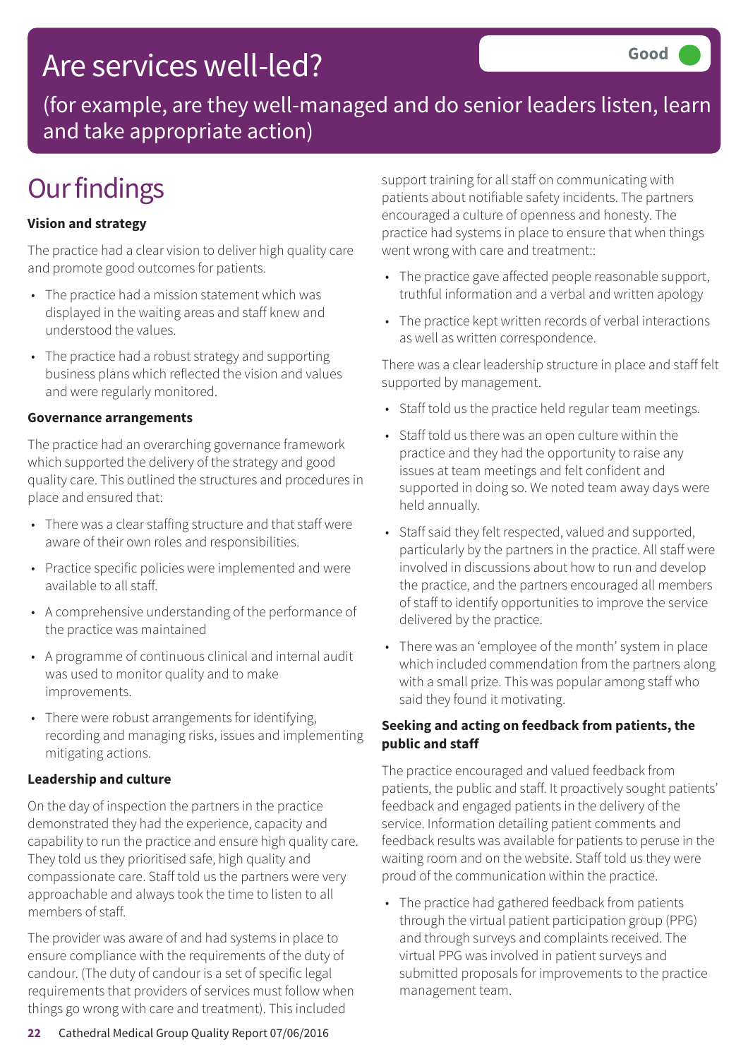# Are services well-led?

**Good**

(for example, are they well-managed and do senior leaders listen, learn and take appropriate action)

## Our findings

**Vision and strategy**

The practice had a clear vision to deliver high quality care and promote good outcomes for patients.

- The practice had a mission statement which was displayed in the waiting areas and staff knew and understood the values.
- The practice had a robust strategy and supporting business plans which reflected the vision and values and were regularly monitored.

**Governance arrangements**

The practice had an overarching governance framework which supported the delivery of the strategy and good quality care. This outlined the structures and procedures in place and ensured that:

- There was a clear staffing structure and that staff were aware of their own roles and responsibilities.
- Practice specific policies were implemented and were available to all staff.
- A comprehensive understanding of the performance of the practice was maintained
- A programme of continuous clinical and internal audit was used to monitor quality and to make improvements.
- There were robust arrangements for identifying, recording and managing risks, issues and implementing mitigating actions.

**Leadership and culture**

On the day of inspection the partners in the practice demonstrated they had the experience, capacity and capability to run the practice and ensure high quality care. They told us they prioritised safe, high quality and compassionate care. Staff told us the partners were very approachable and always took the time to listen to all members of staff.

The provider was aware of and had systems in place to ensure compliance with the requirements of the duty of candour. (The duty of candour is a set of specific legal requirements that providers of services must follow when things go wrong with care and treatment). This included support training for all staff on communicating with patients about notifiable safety incidents. The partners encouraged a culture of openness and honesty. The practice had systems in place to ensure that when things went wrong with care and treatment::

- The practice gave affected people reasonable support, truthful information and a verbal and written apology
- The practice kept written records of verbal interactions as well as written correspondence.

There was a clear leadership structure in place and staff felt supported by management.

- Staff told us the practice held regular team meetings.
- Staff told us there was an open culture within the practice and they had the opportunity to raise any issues at team meetings and felt confident and supported in doing so. We noted team away days were held annually.
- Staff said they felt respected, valued and supported, particularly by the partners in the practice. All staff were involved in discussions about how to run and develop the practice, and the partners encouraged all members of staff to identify opportunities to improve the service delivered by the practice.
- There was an 'employee of the month' system in place which included commendation from the partners along with a small prize. This was popular among staff who said they found it motivating.

**Seeking and acting on feedback from patients, the public and staff**

The practice encouraged and valued feedback from patients, the public and staff. It proactively sought patients' feedback and engaged patients in the delivery of the service. Information detailing patient comments and feedback results was available for patients to peruse in the waiting room and on the website. Staff told us they were proud of the communication within the practice.

- The practice had gathered feedback from patients through the virtual patient participation group (PPG) and through surveys and complaints received. The virtual PPG was involved in patient surveys and submitted proposals for improvements to the practice management team.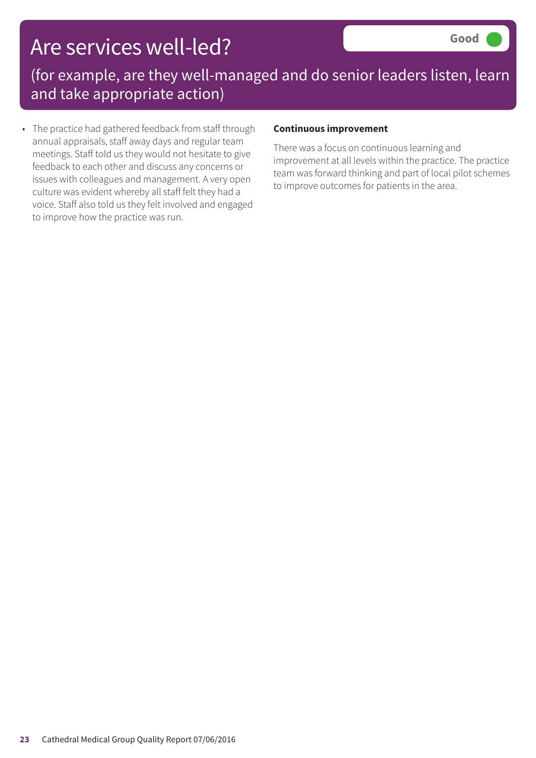# Are services well-led?

Good

(for example, are they well-managed and do senior leaders listen, learn and take appropriate action)

- The practice had gathered feedback from staff through annual appraisals, staff away days and regular team meetings. Staff told us they would not hesitate to give feedback to each other and discuss any concerns or issues with colleagues and management. A very open culture was evident whereby all staff felt they had a voice. Staff also told us they felt involved and engaged to improve how the practice was run.

**Continuous improvement**

There was a focus on continuous learning and improvement at all levels within the practice. The practice team was forward thinking and part of local pilot schemes to improve outcomes for patients in the area.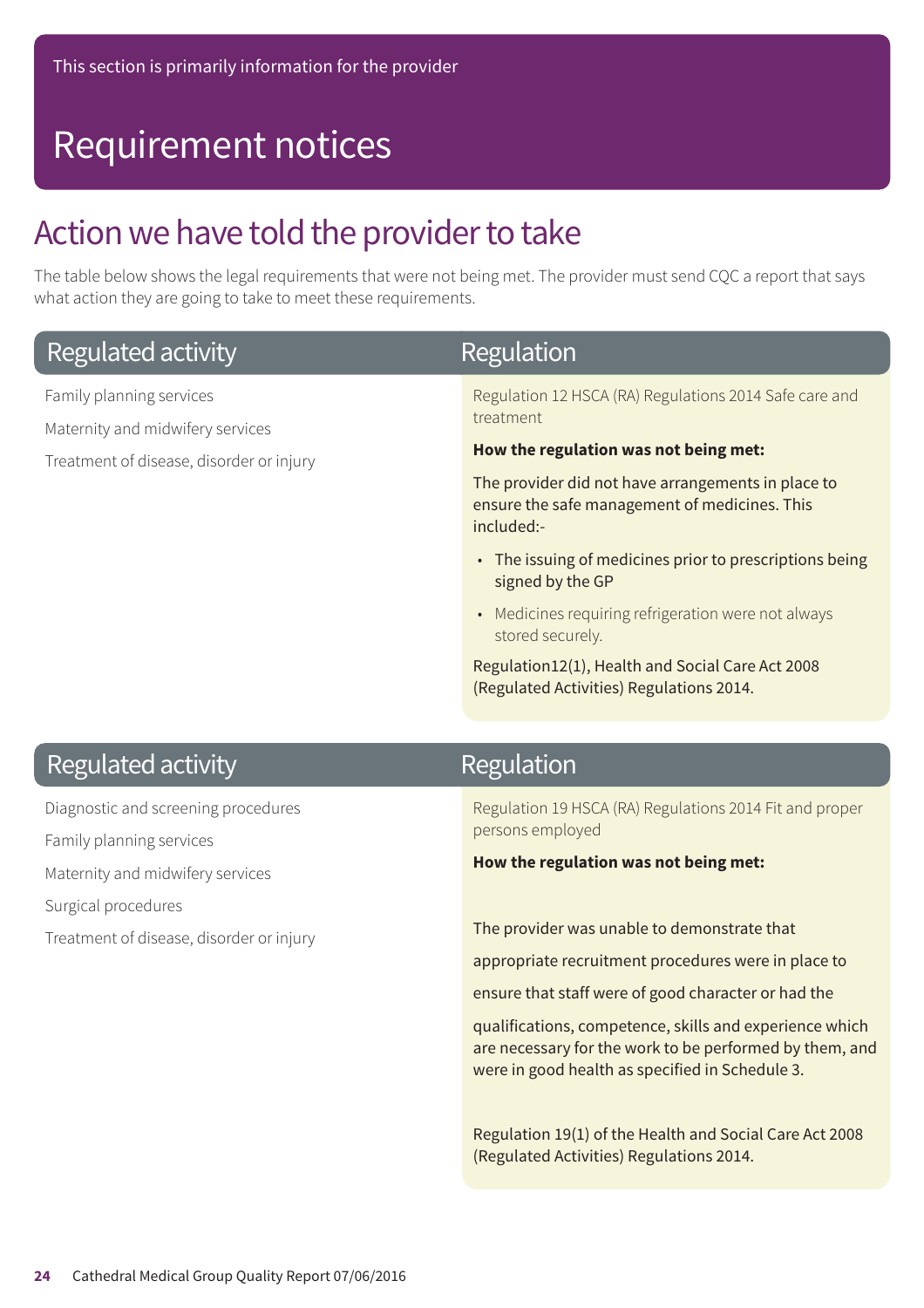This section is primarily information for the provider

# Requirement notices

## Action we have told the provider to take

The table below shows the legal requirements that were not being met. The provider must send CQC a report that says what action they are going to take to meet these requirements.

| Regulated activity | Regulation |
|---|---|
| Family planning services<br>Maternity and midwifery services<br>Treatment of disease, disorder or injury | Regulation 12 HSCA (RA) Regulations 2014 Safe care and treatment<br><br>**How the regulation was not being met:**<br><br>The provider did not have arrangements in place to ensure the safe management of medicines. This included:-<br><br>• The issuing of medicines prior to prescriptions being signed by the GP<br>• Medicines requiring refrigeration were not always stored securely.<br><br>Regulation12(1), Health and Social Care Act 2008 (Regulated Activities) Regulations 2014. |

| Regulated activity | Regulation |
|---|---|
| Diagnostic and screening procedures<br>Family planning services<br>Maternity and midwifery services<br>Surgical procedures<br>Treatment of disease, disorder or injury | Regulation 19 HSCA (RA) Regulations 2014 Fit and proper persons employed<br><br>**How the regulation was not being met:**<br><br>The provider was unable to demonstrate that appropriate recruitment procedures were in place to ensure that staff were of good character or had the qualifications, competence, skills and experience which are necessary for the work to be performed by them, and were in good health as specified in Schedule 3.<br><br>Regulation 19(1) of the Health and Social Care Act 2008 (Regulated Activities) Regulations 2014. |